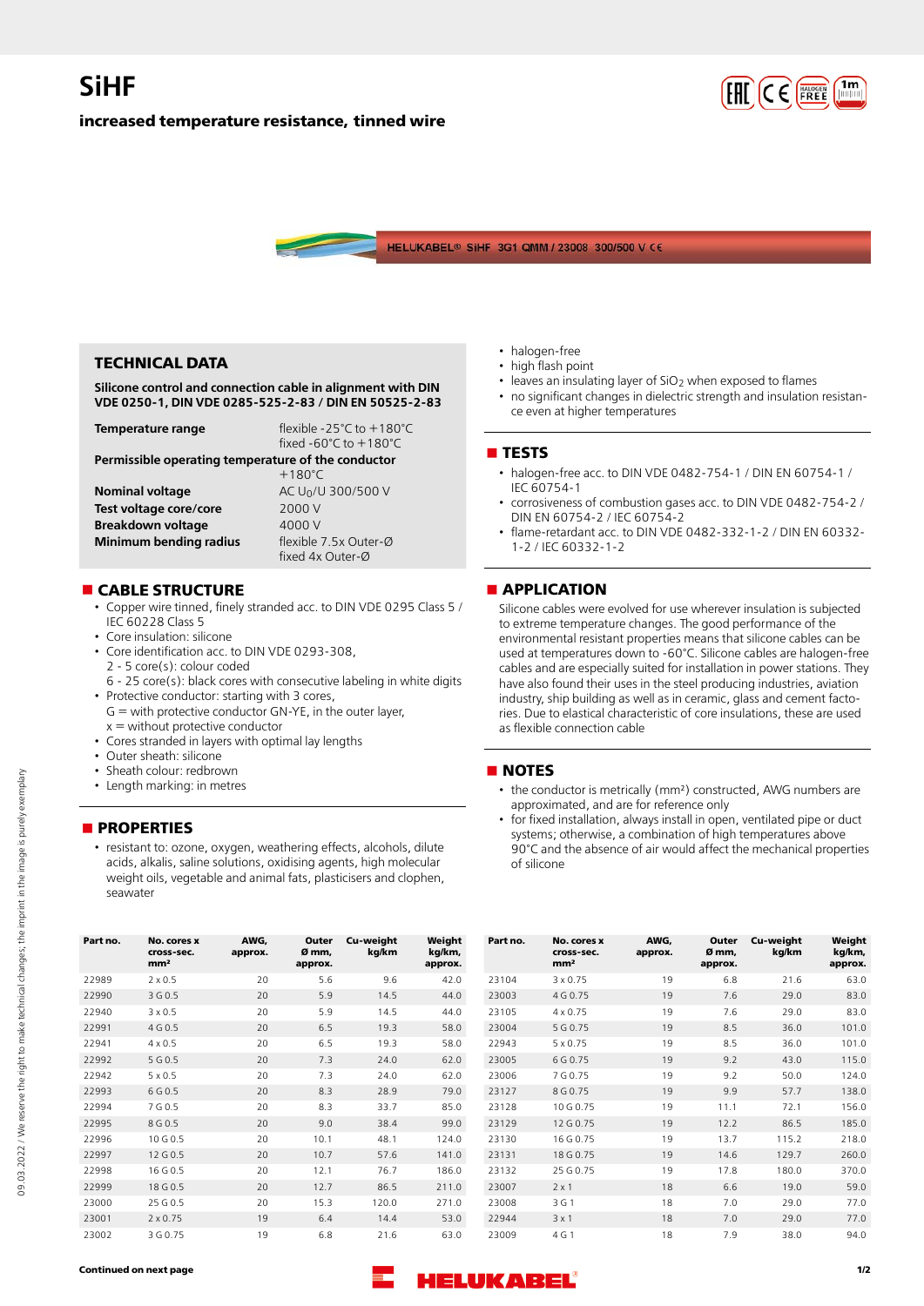# SiHF

**increased temperature resistance, tinned wire**

## TECHNICAL DATA

**Silicone control and connection cable in alignment with DIN VDE 0250-1, DIN VDE 0285-525-2-83 / DIN EN 50525-2-83**

| | |
|---|---|
| **Temperature range** | flexible -25°C to +180°C<br>fixed -60°C to +180°C |
| **Permissible operating temperature of the conductor** | +180°C |
| **Nominal voltage** | AC $U_0$/U 300/500 V |
| **Test voltage core/core** | 2000 V |
| **Breakdown voltage** | 4000 V |
| **Minimum bending radius** | flexible 7.5x Outer-Ø<br>fixed 4x Outer-Ø |

## CABLE STRUCTURE

- Copper wire tinned, finely stranded acc. to DIN VDE 0295 Class 5 / IEC 60228 Class 5
- Core insulation: silicone
- Core identification acc. to DIN VDE 0293-308,
  2 - 5 core(s): colour coded
  6 - 25 core(s): black cores with consecutive labeling in white digits
- Protective conductor: starting with 3 cores,
  G = with protective conductor GN-YE, in the outer layer,
  x = without protective conductor
- Cores stranded in layers with optimal lay lengths
- Outer sheath: silicone
- Sheath colour: redbrown
- Length marking: in metres

## PROPERTIES

- resistant to: ozone, oxygen, weathering effects, alcohols, dilute acids, alkalis, saline solutions, oxidising agents, high molecular weight oils, vegetable and animal fats, plasticisers and clophen, seawater
- halogen-free
- high flash point
- leaves an insulating layer of $SiO_2$ when exposed to flames
- no significant changes in dielectric strength and insulation resistance even at higher temperatures

## TESTS

- halogen-free acc. to DIN VDE 0482-754-1 / DIN EN 60754-1 / IEC 60754-1
- corrosiveness of combustion gases acc. to DIN VDE 0482-754-2 / DIN EN 60754-2 / IEC 60754-2
- flame-retardant acc. to DIN VDE 0482-332-1-2 / DIN EN 60332-1-2 / IEC 60332-1-2

## APPLICATION

Silicone cables were evolved for use wherever insulation is subjected to extreme temperature changes. The good performance of the environmental resistant properties means that silicone cables can be used at temperatures down to -60°C. Silicone cables are halogen-free cables and are especially suited for installation in power stations. They have also found their uses in the steel producing industries, aviation industry, ship building as well as in ceramic, glass and cement factories. Due to elastical characteristic of core insulations, these are used as flexible connection cable

## NOTES

- the conductor is metrically (mm²) constructed, AWG numbers are approximated, and are for reference only
- for fixed installation, always install in open, ventilated pipe or duct systems; otherwise, a combination of high temperatures above 90°C and the absence of air would affect the mechanical properties of silicone

| Part no. | No. cores x cross-sec. mm² | AWG, approx. | Outer Ø mm, approx. | Cu-weight kg/km | Weight kg/km, approx. |
|---|---|---|---|---|---|
| 22989 | 2 x 0.5 | 20 | 5.6 | 9.6 | 42.0 |
| 22990 | 3 G 0.5 | 20 | 5.9 | 14.5 | 44.0 |
| 22940 | 3 x 0.5 | 20 | 5.9 | 14.5 | 44.0 |
| 22991 | 4 G 0.5 | 20 | 6.5 | 19.3 | 58.0 |
| 22941 | 4 x 0.5 | 20 | 6.5 | 19.3 | 58.0 |
| 22992 | 5 G 0.5 | 20 | 7.3 | 24.0 | 62.0 |
| 22942 | 5 x 0.5 | 20 | 7.3 | 24.0 | 62.0 |
| 22993 | 6 G 0.5 | 20 | 8.3 | 28.9 | 79.0 |
| 22994 | 7 G 0.5 | 20 | 8.3 | 33.7 | 85.0 |
| 22995 | 8 G 0.5 | 20 | 9.0 | 38.4 | 99.0 |
| 22996 | 10 G 0.5 | 20 | 10.1 | 48.1 | 124.0 |
| 22997 | 12 G 0.5 | 20 | 10.7 | 57.6 | 141.0 |
| 22998 | 16 G 0.5 | 20 | 12.1 | 76.7 | 186.0 |
| 22999 | 18 G 0.5 | 20 | 12.7 | 86.5 | 211.0 |
| 23000 | 25 G 0.5 | 20 | 15.3 | 120.0 | 271.0 |
| 23001 | 2 x 0.75 | 19 | 6.4 | 14.4 | 53.0 |
| 23002 | 3 G 0.75 | 19 | 6.8 | 21.6 | 63.0 |
| 23104 | 3 x 0.75 | 19 | 6.8 | 21.6 | 63.0 |
| 23003 | 4 G 0.75 | 19 | 7.6 | 29.0 | 83.0 |
| 23105 | 4 x 0.75 | 19 | 7.6 | 29.0 | 83.0 |
| 23004 | 5 G 0.75 | 19 | 8.5 | 36.0 | 101.0 |
| 22943 | 5 x 0.75 | 19 | 8.5 | 36.0 | 101.0 |
| 23005 | 6 G 0.75 | 19 | 9.2 | 43.0 | 115.0 |
| 23006 | 7 G 0.75 | 19 | 9.2 | 50.0 | 124.0 |
| 23127 | 8 G 0.75 | 19 | 9.9 | 57.7 | 138.0 |
| 23128 | 10 G 0.75 | 19 | 11.1 | 72.1 | 156.0 |
| 23129 | 12 G 0.75 | 19 | 12.2 | 86.5 | 185.0 |
| 23130 | 16 G 0.75 | 19 | 13.7 | 115.2 | 218.0 |
| 23131 | 18 G 0.75 | 19 | 14.6 | 129.7 | 260.0 |
| 23132 | 25 G 0.75 | 19 | 17.8 | 180.0 | 370.0 |
| 23007 | 2 x 1 | 18 | 6.6 | 19.0 | 59.0 |
| 23008 | 3 G 1 | 18 | 7.0 | 29.0 | 77.0 |
| 22944 | 3 x 1 | 18 | 7.0 | 29.0 | 77.0 |
| 23009 | 4 G 1 | 18 | 7.9 | 38.0 | 94.0 |

**Continued on next page**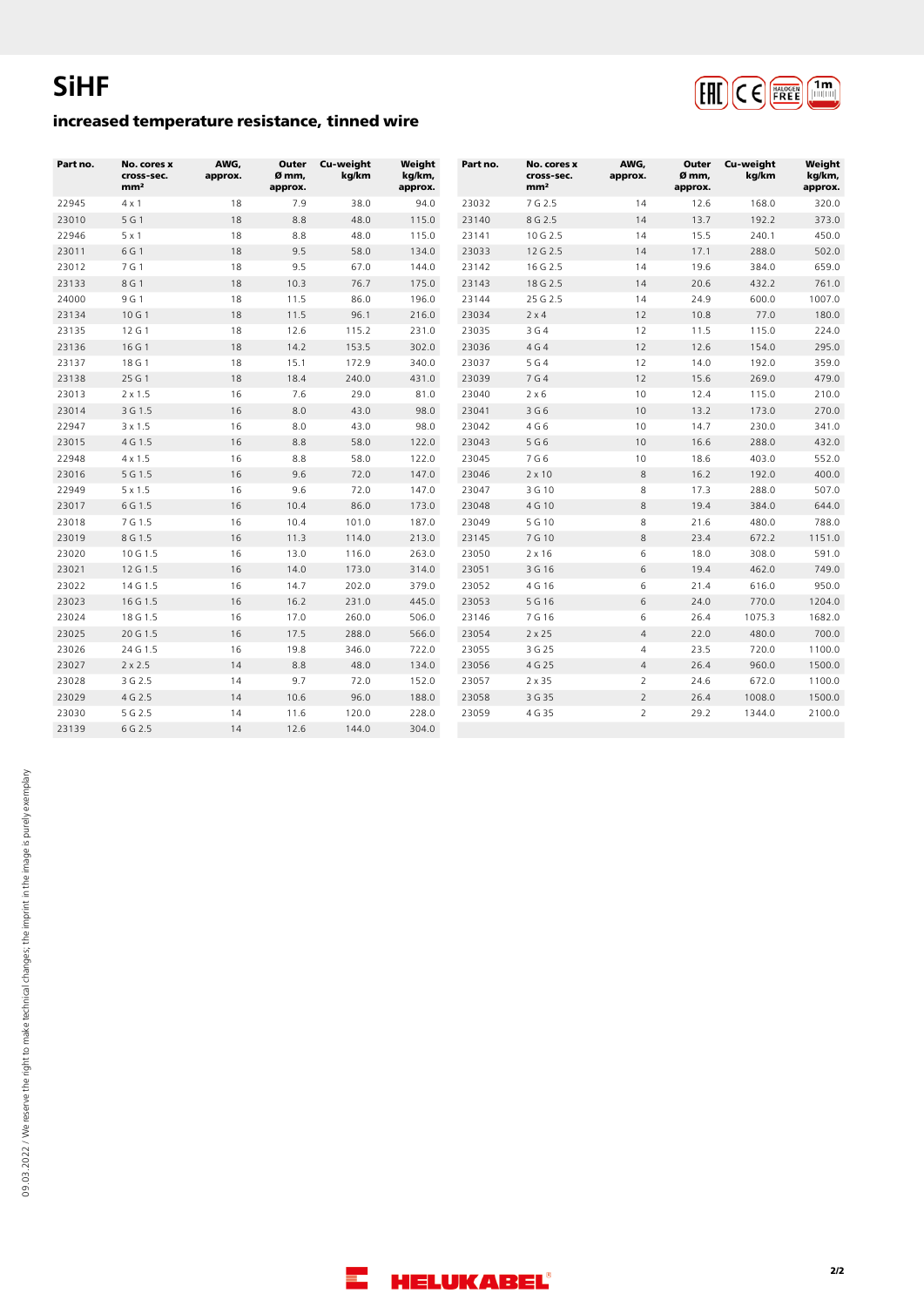# SiHF

## increased temperature resistance, tinned wire

| Part no. | No. cores x cross-sec. mm² | AWG, approx. | Outer Ø mm, approx. | Cu-weight kg/km | Weight kg/km, approx. |
|---|---|---|---|---|---|
| 22945 | 4 x 1 | 18 | 7.9 | 38.0 | 94.0 |
| 23010 | 5 G 1 | 18 | 8.8 | 48.0 | 115.0 |
| 22946 | 5 x 1 | 18 | 8.8 | 48.0 | 115.0 |
| 23011 | 6 G 1 | 18 | 9.5 | 58.0 | 134.0 |
| 23012 | 7 G 1 | 18 | 9.5 | 67.0 | 144.0 |
| 23133 | 8 G 1 | 18 | 10.3 | 76.7 | 175.0 |
| 24000 | 9 G 1 | 18 | 11.5 | 86.0 | 196.0 |
| 23134 | 10 G 1 | 18 | 11.5 | 96.1 | 216.0 |
| 23135 | 12 G 1 | 18 | 12.6 | 115.2 | 231.0 |
| 23136 | 16 G 1 | 18 | 14.2 | 153.5 | 302.0 |
| 23137 | 18 G 1 | 18 | 15.1 | 172.9 | 340.0 |
| 23138 | 25 G 1 | 18 | 18.4 | 240.0 | 431.0 |
| 23013 | 2 x 1.5 | 16 | 7.6 | 29.0 | 81.0 |
| 23014 | 3 G 1.5 | 16 | 8.0 | 43.0 | 98.0 |
| 22947 | 3 x 1.5 | 16 | 8.0 | 43.0 | 98.0 |
| 23015 | 4 G 1.5 | 16 | 8.8 | 58.0 | 122.0 |
| 22948 | 4 x 1.5 | 16 | 8.8 | 58.0 | 122.0 |
| 23016 | 5 G 1.5 | 16 | 9.6 | 72.0 | 147.0 |
| 22949 | 5 x 1.5 | 16 | 9.6 | 72.0 | 147.0 |
| 23017 | 6 G 1.5 | 16 | 10.4 | 86.0 | 173.0 |
| 23018 | 7 G 1.5 | 16 | 10.4 | 101.0 | 187.0 |
| 23019 | 8 G 1.5 | 16 | 11.3 | 114.0 | 213.0 |
| 23020 | 10 G 1.5 | 16 | 13.0 | 116.0 | 263.0 |
| 23021 | 12 G 1.5 | 16 | 14.0 | 173.0 | 314.0 |
| 23022 | 14 G 1.5 | 16 | 14.7 | 202.0 | 379.0 |
| 23023 | 16 G 1.5 | 16 | 16.2 | 231.0 | 445.0 |
| 23024 | 18 G 1.5 | 16 | 17.0 | 260.0 | 506.0 |
| 23025 | 20 G 1.5 | 16 | 17.5 | 288.0 | 566.0 |
| 23026 | 24 G 1.5 | 16 | 19.8 | 346.0 | 722.0 |
| 23027 | 2 x 2.5 | 14 | 8.8 | 48.0 | 134.0 |
| 23028 | 3 G 2.5 | 14 | 9.7 | 72.0 | 152.0 |
| 23029 | 4 G 2.5 | 14 | 10.6 | 96.0 | 188.0 |
| 23030 | 5 G 2.5 | 14 | 11.6 | 120.0 | 228.0 |
| 23139 | 6 G 2.5 | 14 | 12.6 | 144.0 | 304.0 |
| 23032 | 7 G 2.5 | 14 | 12.6 | 168.0 | 320.0 |
| 23140 | 8 G 2.5 | 14 | 13.7 | 192.2 | 373.0 |
| 23141 | 10 G 2.5 | 14 | 15.5 | 240.1 | 450.0 |
| 23033 | 12 G 2.5 | 14 | 17.1 | 288.0 | 502.0 |
| 23142 | 16 G 2.5 | 14 | 19.6 | 384.0 | 659.0 |
| 23143 | 18 G 2.5 | 14 | 20.6 | 432.2 | 761.0 |
| 23144 | 25 G 2.5 | 14 | 24.9 | 600.0 | 1007.0 |
| 23034 | 2 x 4 | 12 | 10.8 | 77.0 | 180.0 |
| 23035 | 3 G 4 | 12 | 11.5 | 115.0 | 224.0 |
| 23036 | 4 G 4 | 12 | 12.6 | 154.0 | 295.0 |
| 23037 | 5 G 4 | 12 | 14.0 | 192.0 | 359.0 |
| 23039 | 7 G 4 | 12 | 15.6 | 269.0 | 479.0 |
| 23040 | 2 x 6 | 10 | 12.4 | 115.0 | 210.0 |
| 23041 | 3 G 6 | 10 | 13.2 | 173.0 | 270.0 |
| 23042 | 4 G 6 | 10 | 14.7 | 230.0 | 341.0 |
| 23043 | 5 G 6 | 10 | 16.6 | 288.0 | 432.0 |
| 23045 | 7 G 6 | 10 | 18.6 | 403.0 | 552.0 |
| 23046 | 2 x 10 | 8 | 16.2 | 192.0 | 400.0 |
| 23047 | 3 G 10 | 8 | 17.3 | 288.0 | 507.0 |
| 23048 | 4 G 10 | 8 | 19.4 | 384.0 | 644.0 |
| 23049 | 5 G 10 | 8 | 21.6 | 480.0 | 788.0 |
| 23145 | 7 G 10 | 8 | 23.4 | 672.2 | 1151.0 |
| 23050 | 2 x 16 | 6 | 18.0 | 308.0 | 591.0 |
| 23051 | 3 G 16 | 6 | 19.4 | 462.0 | 749.0 |
| 23052 | 4 G 16 | 6 | 21.4 | 616.0 | 950.0 |
| 23053 | 5 G 16 | 6 | 24.0 | 770.0 | 1204.0 |
| 23146 | 7 G 16 | 6 | 26.4 | 1075.3 | 1682.0 |
| 23054 | 2 x 25 | 4 | 22.0 | 480.0 | 700.0 |
| 23055 | 3 G 25 | 4 | 23.5 | 720.0 | 1100.0 |
| 23056 | 4 G 25 | 4 | 26.4 | 960.0 | 1500.0 |
| 23057 | 2 x 35 | 2 | 24.6 | 672.0 | 1100.0 |
| 23058 | 3 G 35 | 2 | 26.4 | 1008.0 | 1500.0 |
| 23059 | 4 G 35 | 2 | 29.2 | 1344.0 | 2100.0 |

09.03.2022 / We reserve the right to make technical changes; the imprint in the image is purely exemplary